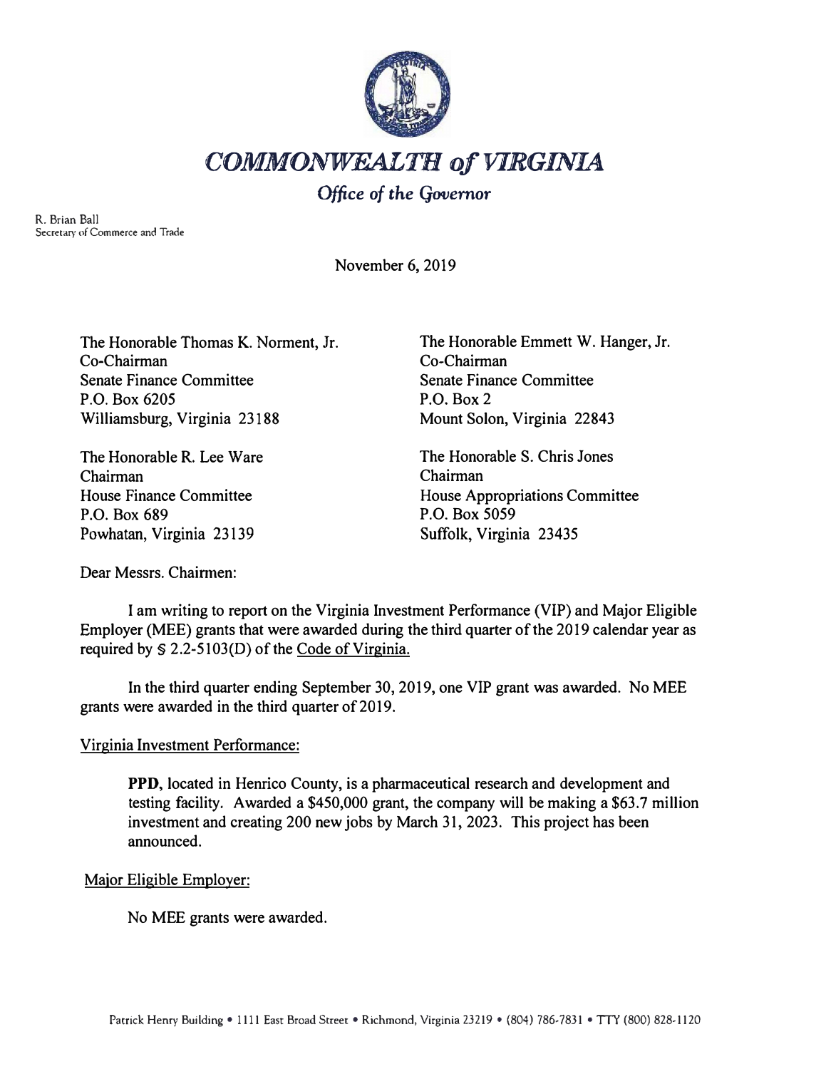# *COMMONWEALTH of VIRGINIA*

*Office of the Governor*

R. Brian Ball
Secretary of Commerce and Trade

November 6, 2019

The Honorable Thomas K. Norment, Jr.
Co-Chairman
Senate Finance Committee
P.O. Box 6205
Williamsburg, Virginia 23188

The Honorable Emmett W. Hanger, Jr.
Co-Chairman
Senate Finance Committee
P.O. Box 2
Mount Solon, Virginia 22843

The Honorable R. Lee Ware
Chairman
House Finance Committee
P.O. Box 689
Powhatan, Virginia 23139

The Honorable S. Chris Jones
Chairman
House Appropriations Committee
P.O. Box 5059
Suffolk, Virginia 23435

Dear Messrs. Chairmen:

I am writing to report on the Virginia Investment Performance (VIP) and Major Eligible Employer (MEE) grants that were awarded during the third quarter of the 2019 calendar year as required by § 2.2-5103(D) of the Code of Virginia.

In the third quarter ending September 30, 2019, one VIP grant was awarded. No MEE grants were awarded in the third quarter of 2019.

Virginia Investment Performance:

> **PPD**, located in Henrico County, is a pharmaceutical research and development and testing facility. Awarded a $450,000 grant, the company will be making a $63.7 million investment and creating 200 new jobs by March 31, 2023. This project has been announced.

Major Eligible Employer:

> No MEE grants were awarded.

Patrick Henry Building • 1111 East Broad Street • Richmond, Virginia 23219 • (804) 786-7831 • TTY (800) 828-1120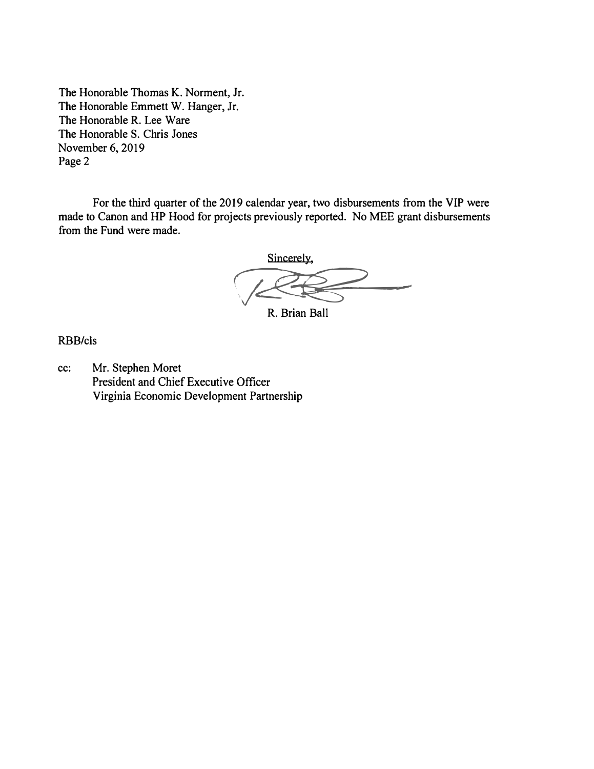The Honorable Thomas K. Norment, Jr.
The Honorable Emmett W. Hanger, Jr.
The Honorable R. Lee Ware
The Honorable S. Chris Jones
November 6, 2019
Page 2

For the third quarter of the 2019 calendar year, two disbursements from the VIP were made to Canon and HP Hood for projects previously reported. No MEE grant disbursements from the Fund were made.

Sincerely,

R. Brian Ball

RBB/cls

cc: Mr. Stephen Moret
President and Chief Executive Officer
Virginia Economic Development Partnership